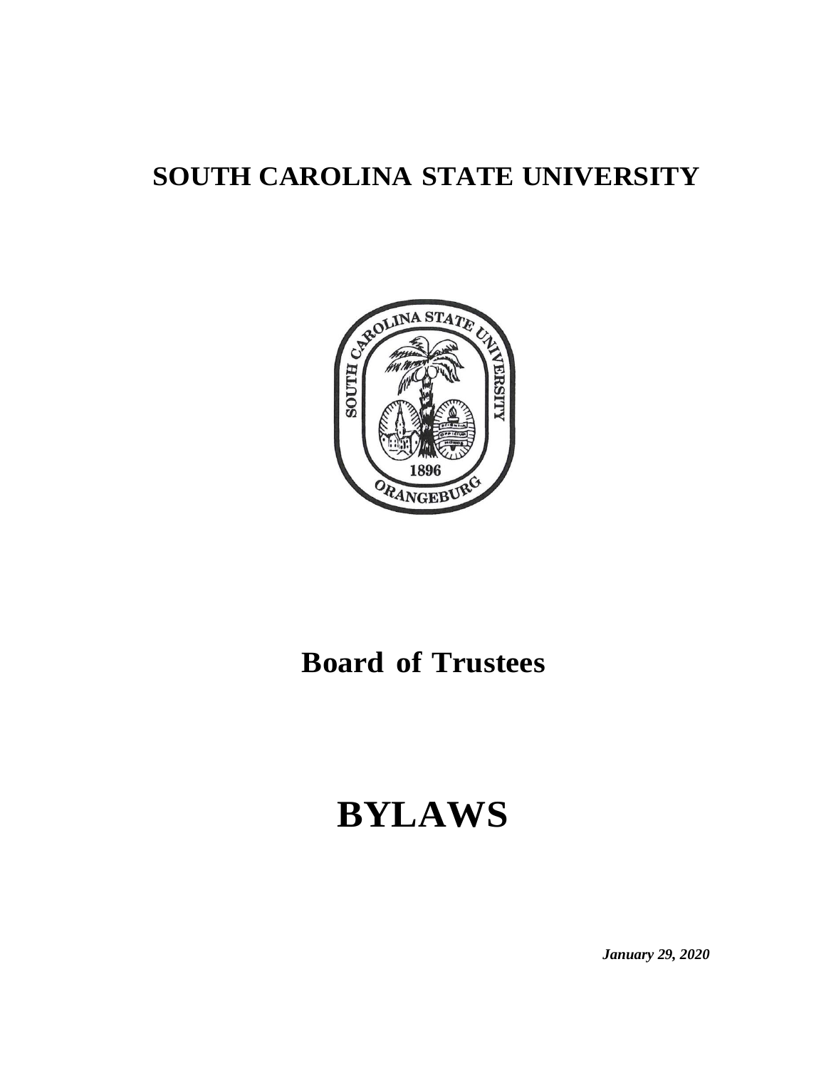# SOUTH CAROLINA STATE UNIVERSITY

# Board of Trustees

# BYLAWS

***January 29, 2020***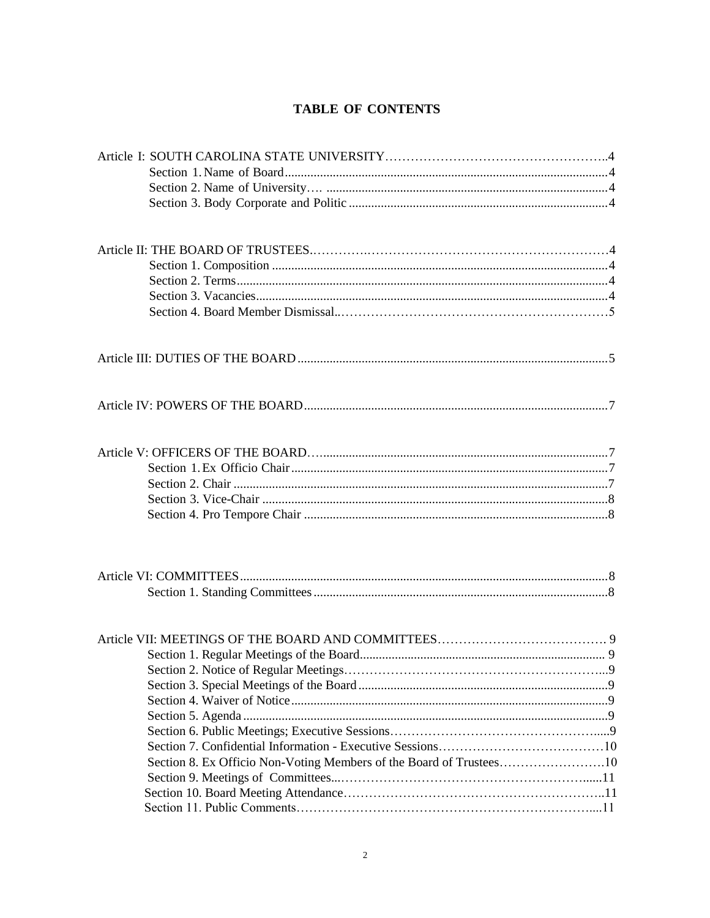# TABLE OF CONTENTS

Article I: SOUTH CAROLINA STATE UNIVERSITY.....4
- Section 1. Name of Board.....4
- Section 2. Name of University.....4
- Section 3. Body Corporate and Politic.....4

Article II: THE BOARD OF TRUSTEES.....4
- Section 1. Composition.....4
- Section 2. Terms.....4
- Section 3. Vacancies.....4
- Section 4. Board Member Dismissal.....5

Article III: DUTIES OF THE BOARD.....5

Article IV: POWERS OF THE BOARD.....7

Article V: OFFICERS OF THE BOARD.....7
- Section 1. Ex Officio Chair.....7
- Section 2. Chair.....7
- Section 3. Vice-Chair.....8
- Section 4. Pro Tempore Chair.....8

Article VI: COMMITTEES.....8
- Section 1. Standing Committees.....8

Article VII: MEETINGS OF THE BOARD AND COMMITTEES.....9
- Section 1. Regular Meetings of the Board.....9
- Section 2. Notice of Regular Meetings.....9
- Section 3. Special Meetings of the Board.....9
- Section 4. Waiver of Notice.....9
- Section 5. Agenda.....9
- Section 6. Public Meetings; Executive Sessions.....9
- Section 7. Confidential Information - Executive Sessions.....10
- Section 8. Ex Officio Non-Voting Members of the Board of Trustees.....10
- Section 9. Meetings of Committees.....11
- Section 10. Board Meeting Attendance.....11
- Section 11. Public Comments.....11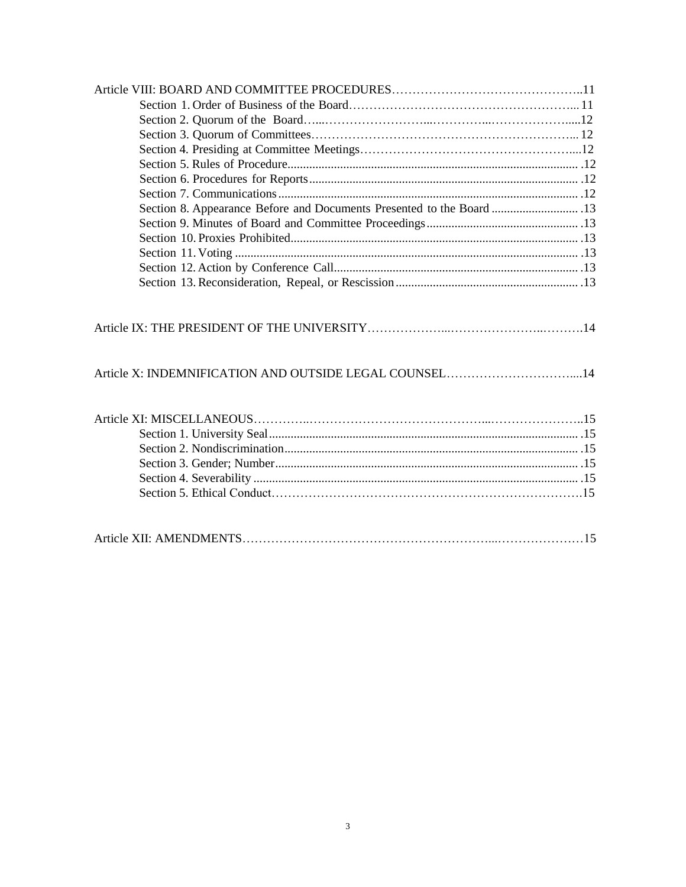Article VIII: BOARD AND COMMITTEE PROCEDURES……………………………………..11

- Section 1. Order of Business of the Board……………………………………………... 11
- Section 2. Quorum of the Board…..……………………...……………...…………………....12
- Section 3. Quorum of Committees…………………………………………………….... 12
- Section 4. Presiding at Committee Meetings…………………………………………....12
- Section 5. Rules of Procedure.............................................................................................. .12
- Section 6. Procedures for Reports...................................................................................... .12
- Section 7. Communications................................................................................................ .12
- Section 8. Appearance Before and Documents Presented to the Board ............................ .13
- Section 9. Minutes of Board and Committee Proceedings................................................. .13
- Section 10. Proxies Prohibited............................................................................................ .13
- Section 11. Voting .............................................................................................................. .13
- Section 12. Action by Conference Call............................................................................... .13
- Section 13. Reconsideration, Repeal, or Rescission ........................................................... .13

Article IX: THE PRESIDENT OF THE UNIVERSITY………………..…………………..……….14

Article X: INDEMNIFICATION AND OUTSIDE LEGAL COUNSEL…………………………....14

Article XI: MISCELLANEOUS…………..……………………………………...…………………..15

- Section 1. University Seal.................................................................................................... .15
- Section 2. Nondiscrimination............................................................................................... .15
- Section 3. Gender; Number.................................................................................................. .15
- Section 4. Severability ......................................................................................................... .15
- Section 5. Ethical Conduct………………………………………………………………….15

Article XII: AMENDMENTS…………………………………………………...…………………15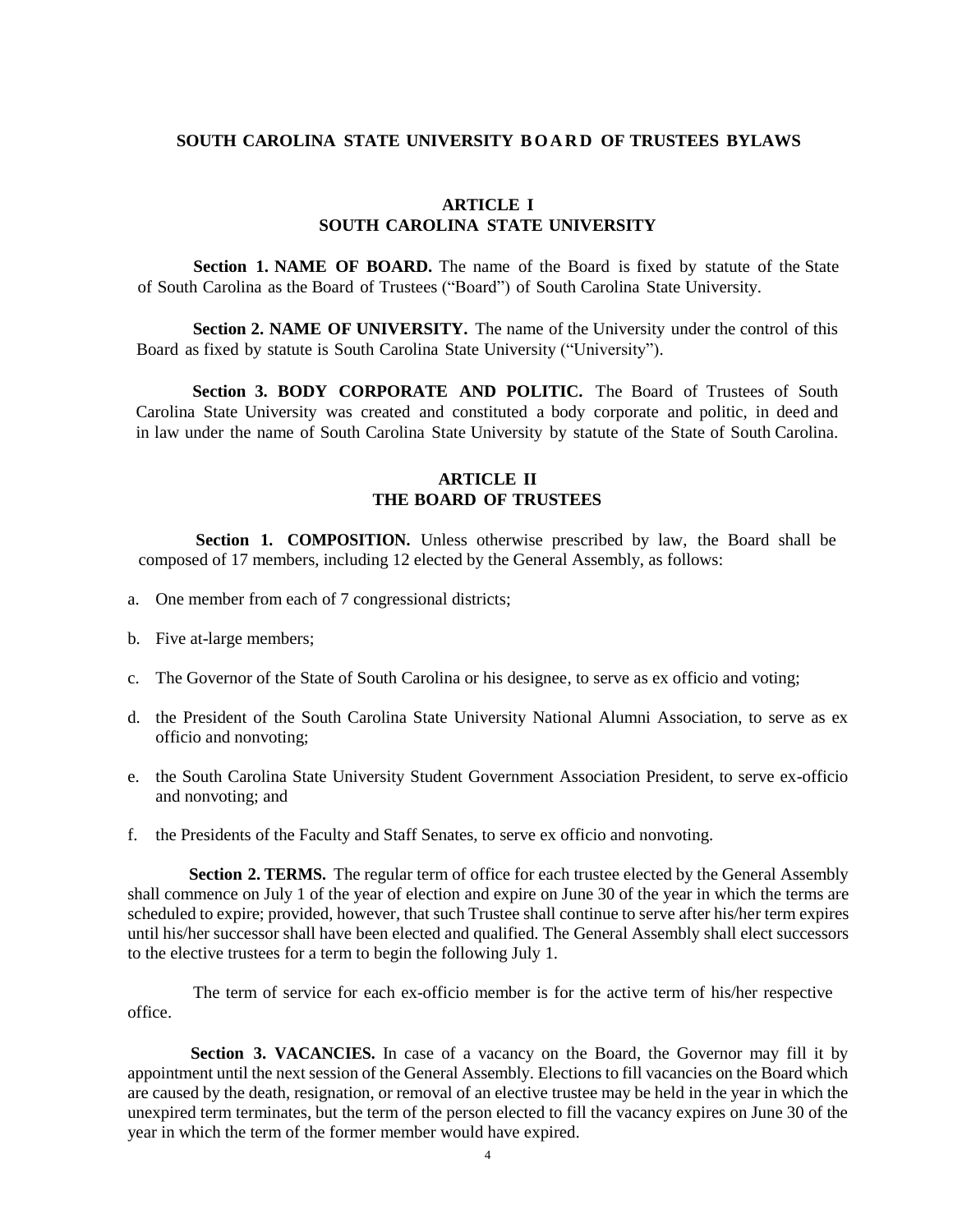# SOUTH CAROLINA STATE UNIVERSITY BOARD OF TRUSTEES BYLAWS

## ARTICLE I
## SOUTH CAROLINA STATE UNIVERSITY

**Section 1. NAME OF BOARD.** The name of the Board is fixed by statute of the State of South Carolina as the Board of Trustees ("Board") of South Carolina State University.

**Section 2. NAME OF UNIVERSITY.** The name of the University under the control of this Board as fixed by statute is South Carolina State University ("University").

**Section 3. BODY CORPORATE AND POLITIC.** The Board of Trustees of South Carolina State University was created and constituted a body corporate and politic, in deed and in law under the name of South Carolina State University by statute of the State of South Carolina.

## ARTICLE II
## THE BOARD OF TRUSTEES

**Section 1. COMPOSITION.** Unless otherwise prescribed by law, the Board shall be composed of 17 members, including 12 elected by the General Assembly, as follows:

a. One member from each of 7 congressional districts;

b. Five at-large members;

c. The Governor of the State of South Carolina or his designee, to serve as ex officio and voting;

d. the President of the South Carolina State University National Alumni Association, to serve as ex officio and nonvoting;

e. the South Carolina State University Student Government Association President, to serve ex-officio and nonvoting; and

f. the Presidents of the Faculty and Staff Senates, to serve ex officio and nonvoting.

**Section 2. TERMS.** The regular term of office for each trustee elected by the General Assembly shall commence on July 1 of the year of election and expire on June 30 of the year in which the terms are scheduled to expire; provided, however, that such Trustee shall continue to serve after his/her term expires until his/her successor shall have been elected and qualified. The General Assembly shall elect successors to the elective trustees for a term to begin the following July 1.

The term of service for each ex-officio member is for the active term of his/her respective office.

**Section 3. VACANCIES.** In case of a vacancy on the Board, the Governor may fill it by appointment until the next session of the General Assembly. Elections to fill vacancies on the Board which are caused by the death, resignation, or removal of an elective trustee may be held in the year in which the unexpired term terminates, but the term of the person elected to fill the vacancy expires on June 30 of the year in which the term of the former member would have expired.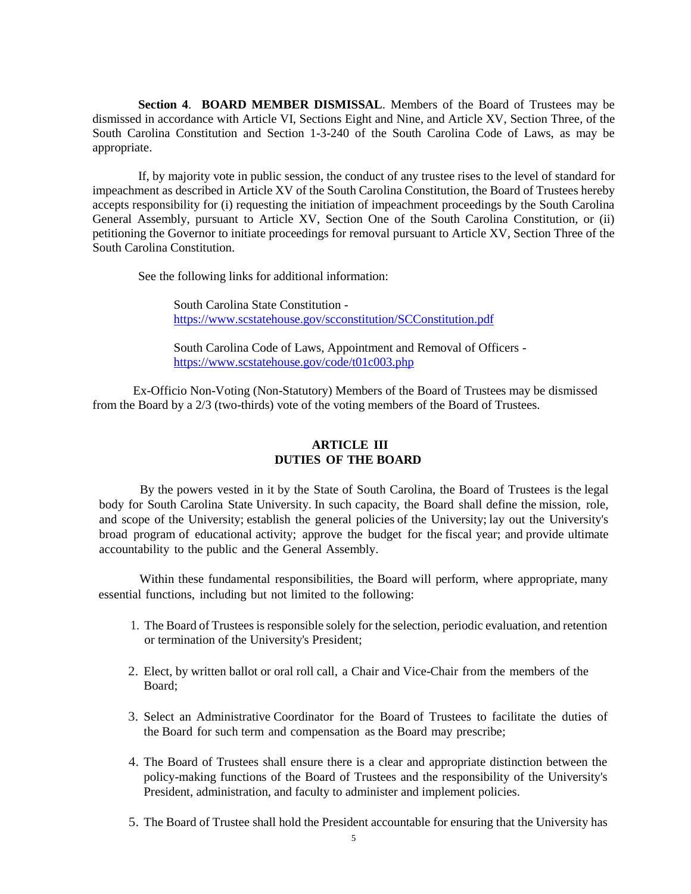**Section 4**. **BOARD MEMBER DISMISSAL**. Members of the Board of Trustees may be dismissed in accordance with Article VI, Sections Eight and Nine, and Article XV, Section Three, of the South Carolina Constitution and Section 1-3-240 of the South Carolina Code of Laws, as may be appropriate.

If, by majority vote in public session, the conduct of any trustee rises to the level of standard for impeachment as described in Article XV of the South Carolina Constitution, the Board of Trustees hereby accepts responsibility for (i) requesting the initiation of impeachment proceedings by the South Carolina General Assembly, pursuant to Article XV, Section One of the South Carolina Constitution, or (ii) petitioning the Governor to initiate proceedings for removal pursuant to Article XV, Section Three of the South Carolina Constitution.

See the following links for additional information:

South Carolina State Constitution - https://www.scstatehouse.gov/scconstitution/SCConstitution.pdf

South Carolina Code of Laws, Appointment and Removal of Officers - https://www.scstatehouse.gov/code/t01c003.php

Ex-Officio Non-Voting (Non-Statutory) Members of the Board of Trustees may be dismissed from the Board by a 2/3 (two-thirds) vote of the voting members of the Board of Trustees.

## ARTICLE III
## DUTIES OF THE BOARD

By the powers vested in it by the State of South Carolina, the Board of Trustees is the legal body for South Carolina State University. In such capacity, the Board shall define the mission, role, and scope of the University; establish the general policies of the University; lay out the University's broad program of educational activity; approve the budget for the fiscal year; and provide ultimate accountability to the public and the General Assembly.

Within these fundamental responsibilities, the Board will perform, where appropriate, many essential functions, including but not limited to the following:

1. The Board of Trustees is responsible solely for the selection, periodic evaluation, and retention or termination of the University's President;
2. Elect, by written ballot or oral roll call, a Chair and Vice-Chair from the members of the Board;
3. Select an Administrative Coordinator for the Board of Trustees to facilitate the duties of the Board for such term and compensation as the Board may prescribe;
4. The Board of Trustees shall ensure there is a clear and appropriate distinction between the policy-making functions of the Board of Trustees and the responsibility of the University's President, administration, and faculty to administer and implement policies.
5. The Board of Trustee shall hold the President accountable for ensuring that the University has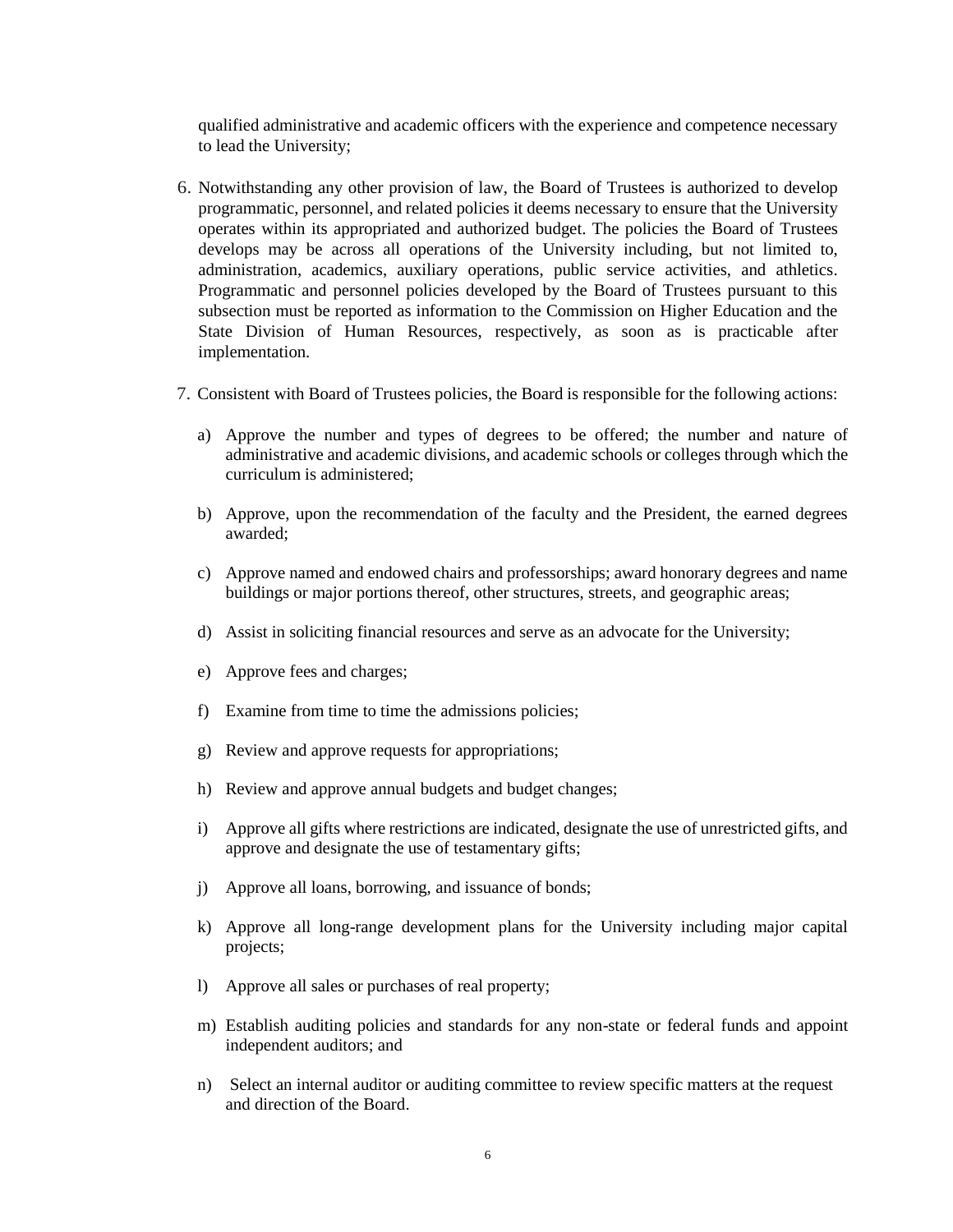qualified administrative and academic officers with the experience and competence necessary to lead the University;

6. Notwithstanding any other provision of law, the Board of Trustees is authorized to develop programmatic, personnel, and related policies it deems necessary to ensure that the University operates within its appropriated and authorized budget. The policies the Board of Trustees develops may be across all operations of the University including, but not limited to, administration, academics, auxiliary operations, public service activities, and athletics. Programmatic and personnel policies developed by the Board of Trustees pursuant to this subsection must be reported as information to the Commission on Higher Education and the State Division of Human Resources, respectively, as soon as is practicable after implementation.

7. Consistent with Board of Trustees policies, the Board is responsible for the following actions:

   a) Approve the number and types of degrees to be offered; the number and nature of administrative and academic divisions, and academic schools or colleges through which the curriculum is administered;

   b) Approve, upon the recommendation of the faculty and the President, the earned degrees awarded;

   c) Approve named and endowed chairs and professorships; award honorary degrees and name buildings or major portions thereof, other structures, streets, and geographic areas;

   d) Assist in soliciting financial resources and serve as an advocate for the University;

   e) Approve fees and charges;

   f) Examine from time to time the admissions policies;

   g) Review and approve requests for appropriations;

   h) Review and approve annual budgets and budget changes;

   i) Approve all gifts where restrictions are indicated, designate the use of unrestricted gifts, and approve and designate the use of testamentary gifts;

   j) Approve all loans, borrowing, and issuance of bonds;

   k) Approve all long-range development plans for the University including major capital projects;

   l) Approve all sales or purchases of real property;

   m) Establish auditing policies and standards for any non-state or federal funds and appoint independent auditors; and

   n) Select an internal auditor or auditing committee to review specific matters at the request and direction of the Board.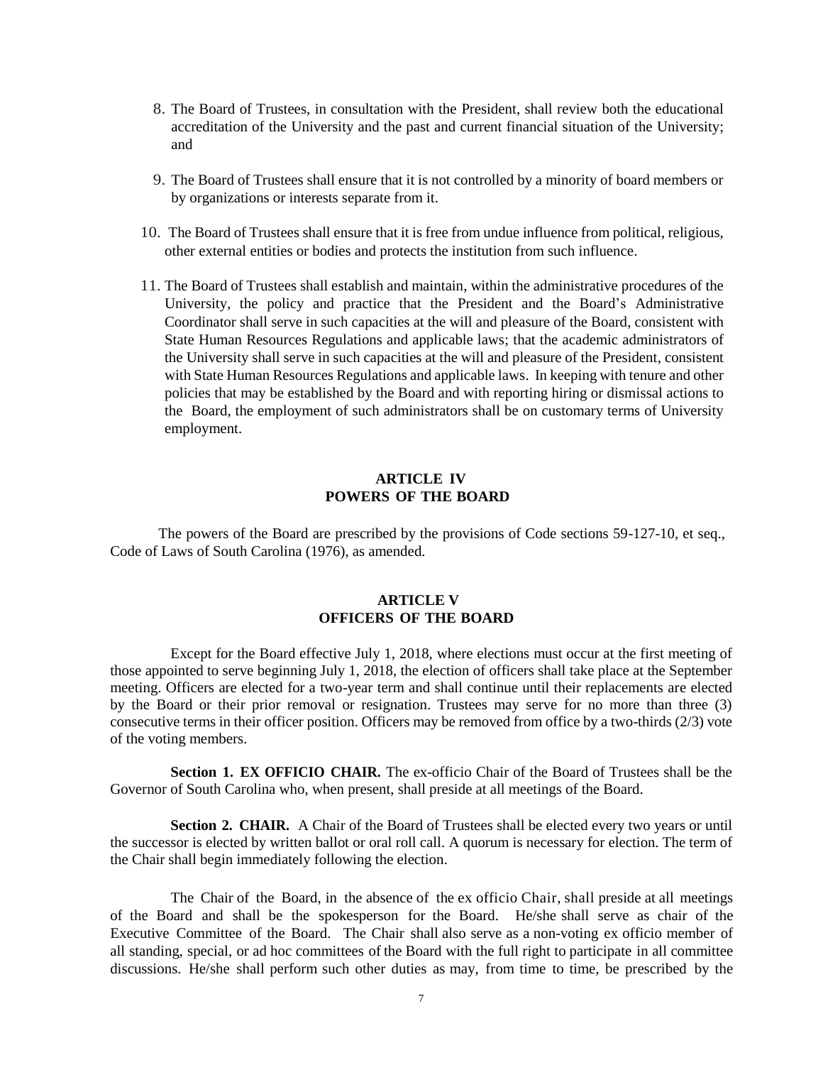8. The Board of Trustees, in consultation with the President, shall review both the educational accreditation of the University and the past and current financial situation of the University; and

9. The Board of Trustees shall ensure that it is not controlled by a minority of board members or by organizations or interests separate from it.

10. The Board of Trustees shall ensure that it is free from undue influence from political, religious, other external entities or bodies and protects the institution from such influence.

11. The Board of Trustees shall establish and maintain, within the administrative procedures of the University, the policy and practice that the President and the Board's Administrative Coordinator shall serve in such capacities at the will and pleasure of the Board, consistent with State Human Resources Regulations and applicable laws; that the academic administrators of the University shall serve in such capacities at the will and pleasure of the President, consistent with State Human Resources Regulations and applicable laws. In keeping with tenure and other policies that may be established by the Board and with reporting hiring or dismissal actions to the Board, the employment of such administrators shall be on customary terms of University employment.

## ARTICLE IV
## POWERS OF THE BOARD

The powers of the Board are prescribed by the provisions of Code sections 59-127-10, et seq., Code of Laws of South Carolina (1976), as amended.

## ARTICLE V
## OFFICERS OF THE BOARD

Except for the Board effective July 1, 2018, where elections must occur at the first meeting of those appointed to serve beginning July 1, 2018, the election of officers shall take place at the September meeting. Officers are elected for a two-year term and shall continue until their replacements are elected by the Board or their prior removal or resignation. Trustees may serve for no more than three (3) consecutive terms in their officer position. Officers may be removed from office by a two-thirds (2/3) vote of the voting members.

**Section 1. EX OFFICIO CHAIR.** The ex-officio Chair of the Board of Trustees shall be the Governor of South Carolina who, when present, shall preside at all meetings of the Board.

**Section 2. CHAIR.** A Chair of the Board of Trustees shall be elected every two years or until the successor is elected by written ballot or oral roll call. A quorum is necessary for election. The term of the Chair shall begin immediately following the election.

The Chair of the Board, in the absence of the ex officio Chair, shall preside at all meetings of the Board and shall be the spokesperson for the Board. He/she shall serve as chair of the Executive Committee of the Board. The Chair shall also serve as a non-voting ex officio member of all standing, special, or ad hoc committees of the Board with the full right to participate in all committee discussions. He/she shall perform such other duties as may, from time to time, be prescribed by the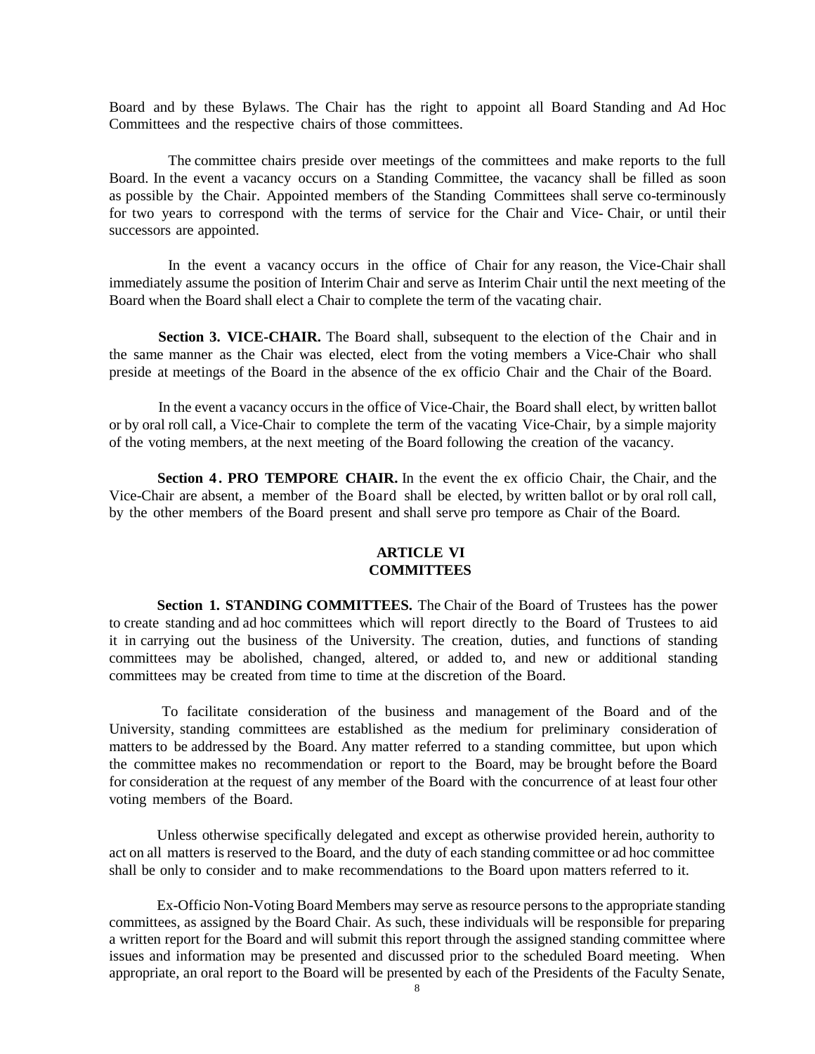Board and by these Bylaws. The Chair has the right to appoint all Board Standing and Ad Hoc Committees and the respective chairs of those committees.

The committee chairs preside over meetings of the committees and make reports to the full Board. In the event a vacancy occurs on a Standing Committee, the vacancy shall be filled as soon as possible by the Chair. Appointed members of the Standing Committees shall serve co-terminously for two years to correspond with the terms of service for the Chair and Vice- Chair, or until their successors are appointed.

In the event a vacancy occurs in the office of Chair for any reason, the Vice-Chair shall immediately assume the position of Interim Chair and serve as Interim Chair until the next meeting of the Board when the Board shall elect a Chair to complete the term of the vacating chair.

**Section 3. VICE-CHAIR.** The Board shall, subsequent to the election of the Chair and in the same manner as the Chair was elected, elect from the voting members a Vice-Chair who shall preside at meetings of the Board in the absence of the ex officio Chair and the Chair of the Board.

In the event a vacancy occurs in the office of Vice-Chair, the Board shall elect, by written ballot or by oral roll call, a Vice-Chair to complete the term of the vacating Vice-Chair, by a simple majority of the voting members, at the next meeting of the Board following the creation of the vacancy.

**Section 4. PRO TEMPORE CHAIR.** In the event the ex officio Chair, the Chair, and the Vice-Chair are absent, a member of the Board shall be elected, by written ballot or by oral roll call, by the other members of the Board present and shall serve pro tempore as Chair of the Board.

## ARTICLE VI
## COMMITTEES

**Section 1. STANDING COMMITTEES.** The Chair of the Board of Trustees has the power to create standing and ad hoc committees which will report directly to the Board of Trustees to aid it in carrying out the business of the University. The creation, duties, and functions of standing committees may be abolished, changed, altered, or added to, and new or additional standing committees may be created from time to time at the discretion of the Board.

To facilitate consideration of the business and management of the Board and of the University, standing committees are established as the medium for preliminary consideration of matters to be addressed by the Board. Any matter referred to a standing committee, but upon which the committee makes no recommendation or report to the Board, may be brought before the Board for consideration at the request of any member of the Board with the concurrence of at least four other voting members of the Board.

Unless otherwise specifically delegated and except as otherwise provided herein, authority to act on all matters is reserved to the Board, and the duty of each standing committee or ad hoc committee shall be only to consider and to make recommendations to the Board upon matters referred to it.

Ex-Officio Non-Voting Board Members may serve as resource persons to the appropriate standing committees, as assigned by the Board Chair. As such, these individuals will be responsible for preparing a written report for the Board and will submit this report through the assigned standing committee where issues and information may be presented and discussed prior to the scheduled Board meeting. When appropriate, an oral report to the Board will be presented by each of the Presidents of the Faculty Senate,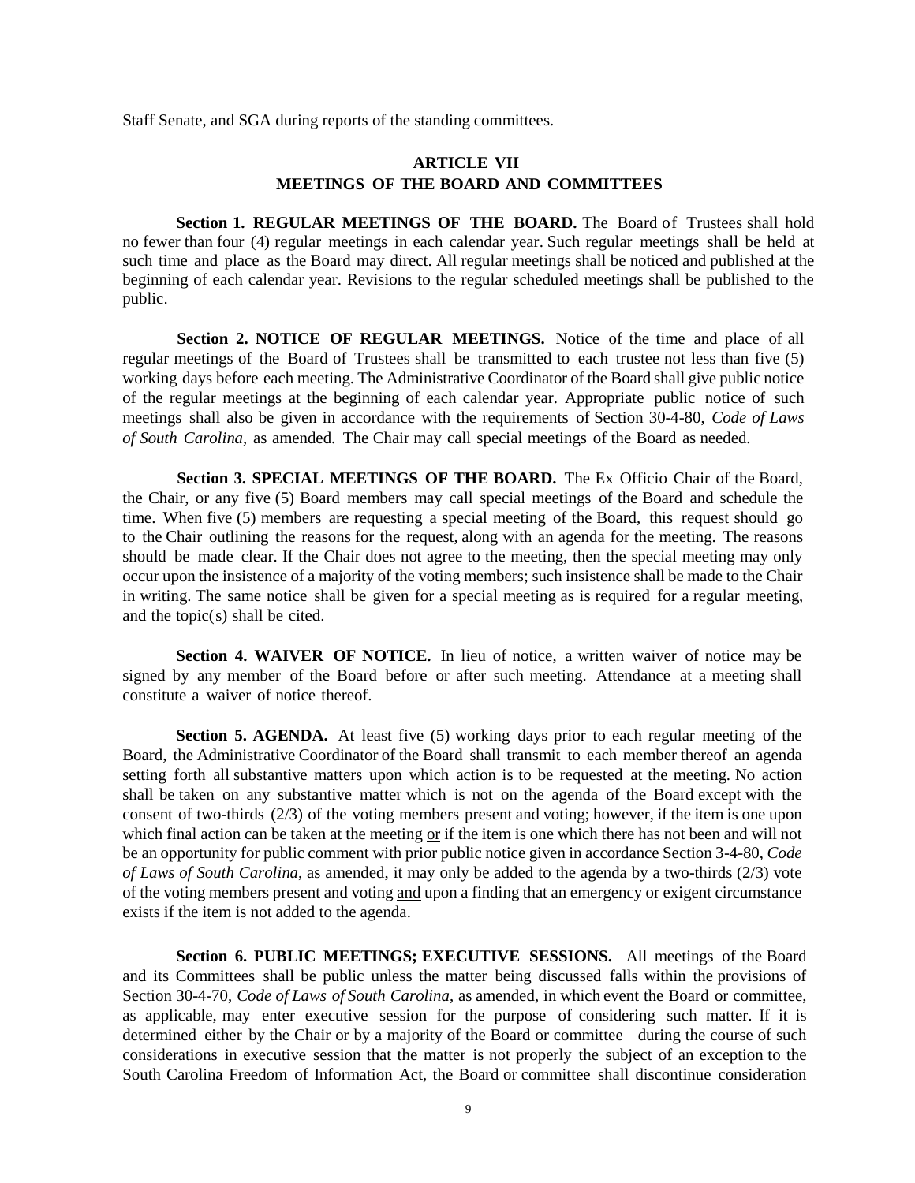Staff Senate, and SGA during reports of the standing committees.

## ARTICLE VII
## MEETINGS OF THE BOARD AND COMMITTEES

**Section 1. REGULAR MEETINGS OF THE BOARD.** The Board of Trustees shall hold no fewer than four (4) regular meetings in each calendar year. Such regular meetings shall be held at such time and place as the Board may direct. All regular meetings shall be noticed and published at the beginning of each calendar year. Revisions to the regular scheduled meetings shall be published to the public.

**Section 2. NOTICE OF REGULAR MEETINGS.** Notice of the time and place of all regular meetings of the Board of Trustees shall be transmitted to each trustee not less than five (5) working days before each meeting. The Administrative Coordinator of the Board shall give public notice of the regular meetings at the beginning of each calendar year. Appropriate public notice of such meetings shall also be given in accordance with the requirements of Section 30-4-80, *Code of Laws of South Carolina*, as amended. The Chair may call special meetings of the Board as needed.

**Section 3. SPECIAL MEETINGS OF THE BOARD.** The Ex Officio Chair of the Board, the Chair, or any five (5) Board members may call special meetings of the Board and schedule the time. When five (5) members are requesting a special meeting of the Board, this request should go to the Chair outlining the reasons for the request, along with an agenda for the meeting. The reasons should be made clear. If the Chair does not agree to the meeting, then the special meeting may only occur upon the insistence of a majority of the voting members; such insistence shall be made to the Chair in writing. The same notice shall be given for a special meeting as is required for a regular meeting, and the topic(s) shall be cited.

**Section 4. WAIVER OF NOTICE.** In lieu of notice, a written waiver of notice may be signed by any member of the Board before or after such meeting. Attendance at a meeting shall constitute a waiver of notice thereof.

**Section 5. AGENDA.** At least five (5) working days prior to each regular meeting of the Board, the Administrative Coordinator of the Board shall transmit to each member thereof an agenda setting forth all substantive matters upon which action is to be requested at the meeting. No action shall be taken on any substantive matter which is not on the agenda of the Board except with the consent of two-thirds (2/3) of the voting members present and voting; however, if the item is one upon which final action can be taken at the meeting <u>or</u> if the item is one which there has not been and will not be an opportunity for public comment with prior public notice given in accordance Section 3-4-80, *Code of Laws of South Carolina*, as amended, it may only be added to the agenda by a two-thirds (2/3) vote of the voting members present and voting <u>and</u> upon a finding that an emergency or exigent circumstance exists if the item is not added to the agenda.

**Section 6. PUBLIC MEETINGS; EXECUTIVE SESSIONS.** All meetings of the Board and its Committees shall be public unless the matter being discussed falls within the provisions of Section 30-4-70, *Code of Laws of South Carolina*, as amended, in which event the Board or committee, as applicable, may enter executive session for the purpose of considering such matter. If it is determined either by the Chair or by a majority of the Board or committee during the course of such considerations in executive session that the matter is not properly the subject of an exception to the South Carolina Freedom of Information Act, the Board or committee shall discontinue consideration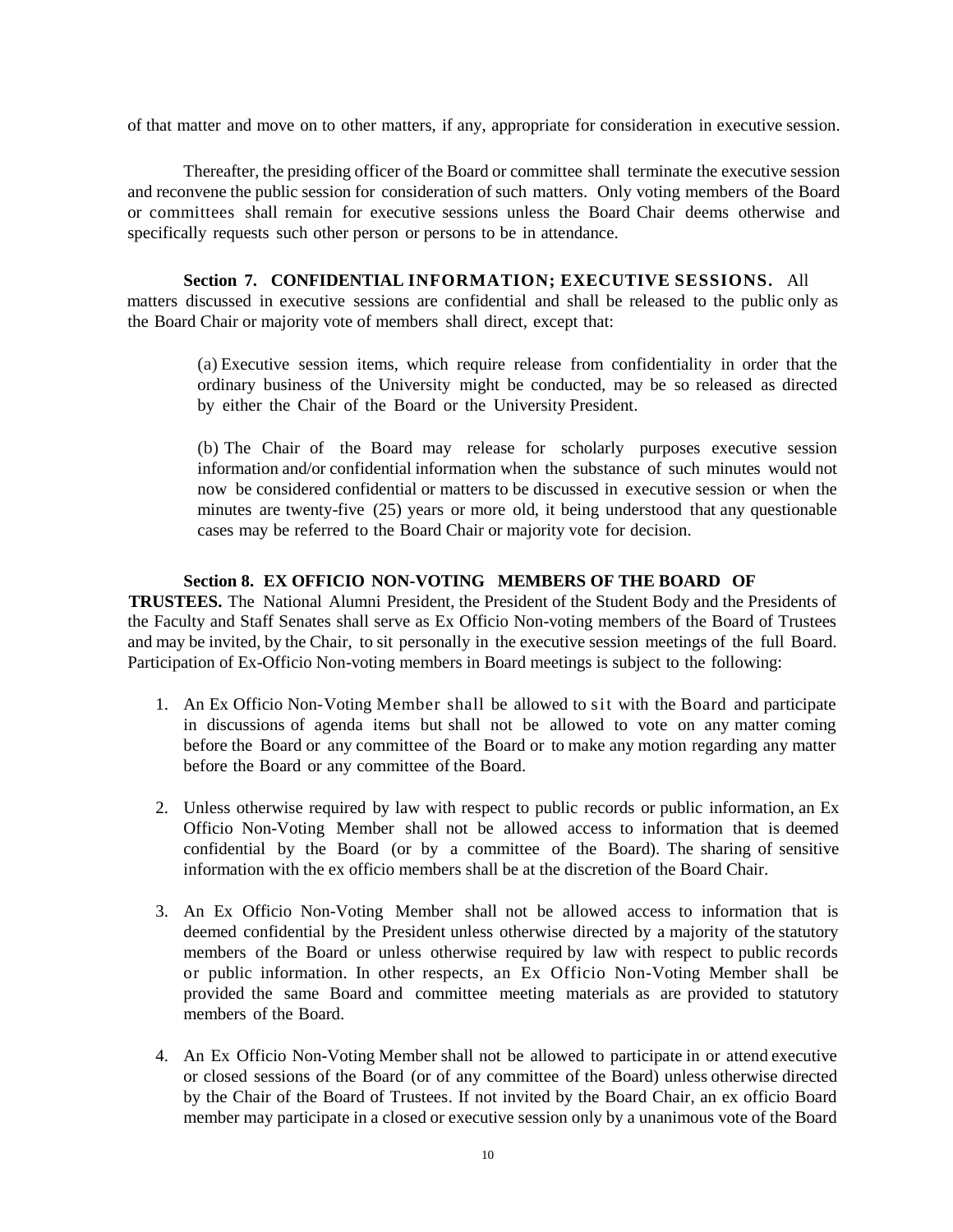of that matter and move on to other matters, if any, appropriate for consideration in executive session.

Thereafter, the presiding officer of the Board or committee shall terminate the executive session and reconvene the public session for consideration of such matters. Only voting members of the Board or committees shall remain for executive sessions unless the Board Chair deems otherwise and specifically requests such other person or persons to be in attendance.

**Section 7. CONFIDENTIAL INFORMATION; EXECUTIVE SESSIONS.** All matters discussed in executive sessions are confidential and shall be released to the public only as the Board Chair or majority vote of members shall direct, except that:

> (a) Executive session items, which require release from confidentiality in order that the ordinary business of the University might be conducted, may be so released as directed by either the Chair of the Board or the University President.
>
> (b) The Chair of the Board may release for scholarly purposes executive session information and/or confidential information when the substance of such minutes would not now be considered confidential or matters to be discussed in executive session or when the minutes are twenty-five (25) years or more old, it being understood that any questionable cases may be referred to the Board Chair or majority vote for decision.

**Section 8. EX OFFICIO NON-VOTING MEMBERS OF THE BOARD OF TRUSTEES.** The National Alumni President, the President of the Student Body and the Presidents of the Faculty and Staff Senates shall serve as Ex Officio Non-voting members of the Board of Trustees and may be invited, by the Chair, to sit personally in the executive session meetings of the full Board. Participation of Ex-Officio Non-voting members in Board meetings is subject to the following:

1. An Ex Officio Non-Voting Member shall be allowed to sit with the Board and participate in discussions of agenda items but shall not be allowed to vote on any matter coming before the Board or any committee of the Board or to make any motion regarding any matter before the Board or any committee of the Board.

2. Unless otherwise required by law with respect to public records or public information, an Ex Officio Non-Voting Member shall not be allowed access to information that is deemed confidential by the Board (or by a committee of the Board). The sharing of sensitive information with the ex officio members shall be at the discretion of the Board Chair.

3. An Ex Officio Non-Voting Member shall not be allowed access to information that is deemed confidential by the President unless otherwise directed by a majority of the statutory members of the Board or unless otherwise required by law with respect to public records or public information. In other respects, an Ex Officio Non-Voting Member shall be provided the same Board and committee meeting materials as are provided to statutory members of the Board.

4. An Ex Officio Non-Voting Member shall not be allowed to participate in or attend executive or closed sessions of the Board (or of any committee of the Board) unless otherwise directed by the Chair of the Board of Trustees. If not invited by the Board Chair, an ex officio Board member may participate in a closed or executive session only by a unanimous vote of the Board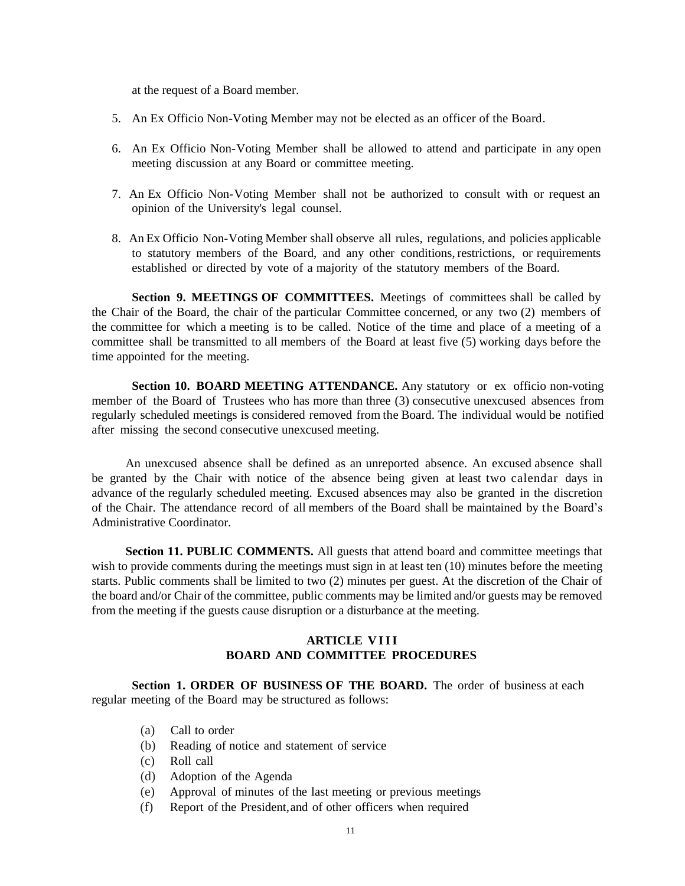at the request of a Board member.

5. An Ex Officio Non-Voting Member may not be elected as an officer of the Board.

6. An Ex Officio Non-Voting Member shall be allowed to attend and participate in any open meeting discussion at any Board or committee meeting.

7. An Ex Officio Non-Voting Member shall not be authorized to consult with or request an opinion of the University's legal counsel.

8. An Ex Officio Non-Voting Member shall observe all rules, regulations, and policies applicable to statutory members of the Board, and any other conditions, restrictions, or requirements established or directed by vote of a majority of the statutory members of the Board.

**Section 9. MEETINGS OF COMMITTEES.** Meetings of committees shall be called by the Chair of the Board, the chair of the particular Committee concerned, or any two (2) members of the committee for which a meeting is to be called. Notice of the time and place of a meeting of a committee shall be transmitted to all members of the Board at least five (5) working days before the time appointed for the meeting.

**Section 10. BOARD MEETING ATTENDANCE.** Any statutory or ex officio non-voting member of the Board of Trustees who has more than three (3) consecutive unexcused absences from regularly scheduled meetings is considered removed from the Board. The individual would be notified after missing the second consecutive unexcused meeting.

An unexcused absence shall be defined as an unreported absence. An excused absence shall be granted by the Chair with notice of the absence being given at least two calendar days in advance of the regularly scheduled meeting. Excused absences may also be granted in the discretion of the Chair. The attendance record of all members of the Board shall be maintained by the Board's Administrative Coordinator.

**Section 11. PUBLIC COMMENTS.** All guests that attend board and committee meetings that wish to provide comments during the meetings must sign in at least ten (10) minutes before the meeting starts. Public comments shall be limited to two (2) minutes per guest. At the discretion of the Chair of the board and/or Chair of the committee, public comments may be limited and/or guests may be removed from the meeting if the guests cause disruption or a disturbance at the meeting.

## ARTICLE VIII
## BOARD AND COMMITTEE PROCEDURES

**Section 1. ORDER OF BUSINESS OF THE BOARD.** The order of business at each regular meeting of the Board may be structured as follows:

(a) Call to order
(b) Reading of notice and statement of service
(c) Roll call
(d) Adoption of the Agenda
(e) Approval of minutes of the last meeting or previous meetings
(f) Report of the President, and of other officers when required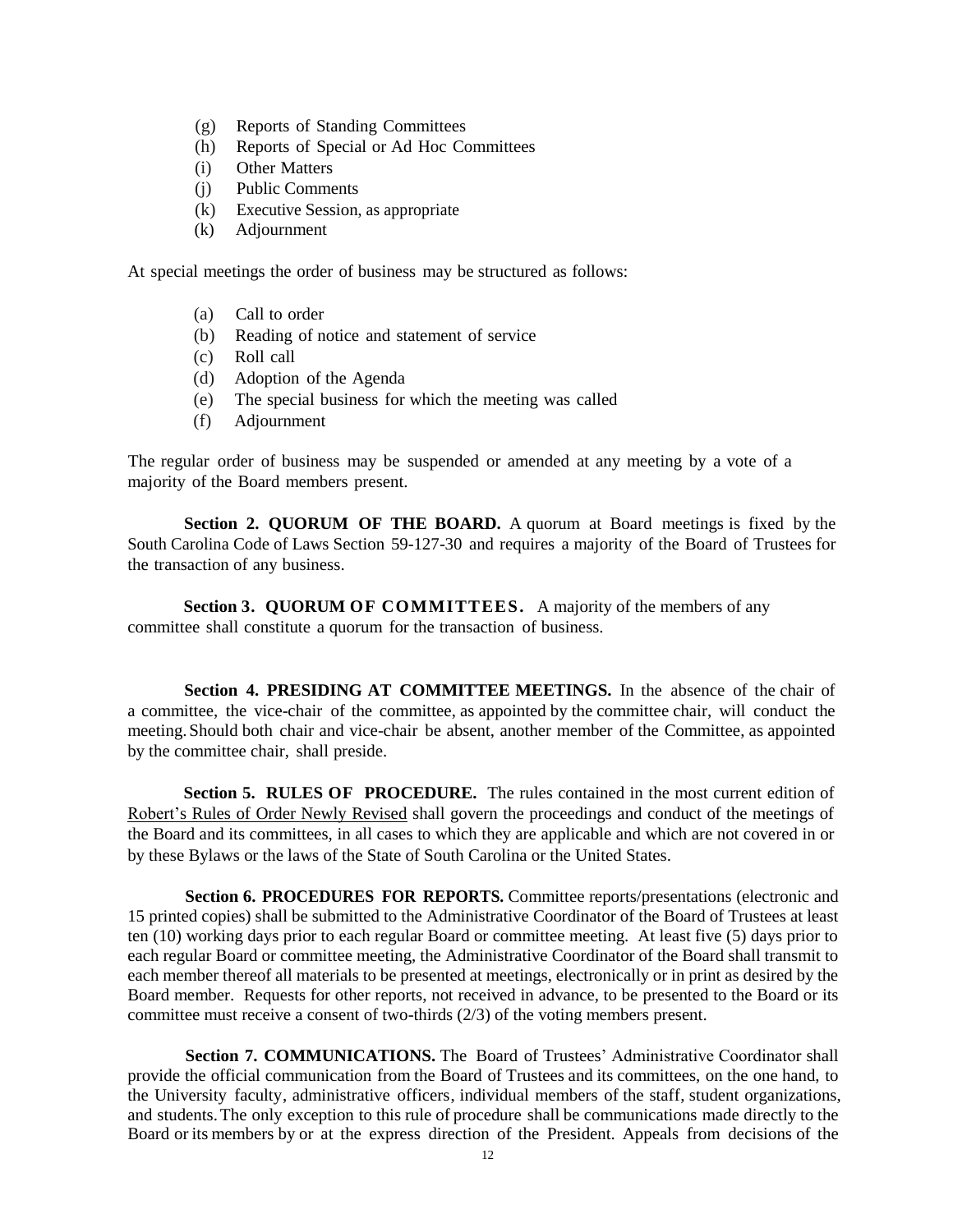(g) Reports of Standing Committees
(h) Reports of Special or Ad Hoc Committees
(i) Other Matters
(j) Public Comments
(k) Executive Session, as appropriate
(k) Adjournment

At special meetings the order of business may be structured as follows:

(a) Call to order
(b) Reading of notice and statement of service
(c) Roll call
(d) Adoption of the Agenda
(e) The special business for which the meeting was called
(f) Adjournment

The regular order of business may be suspended or amended at any meeting by a vote of a majority of the Board members present.

**Section 2. QUORUM OF THE BOARD.** A quorum at Board meetings is fixed by the South Carolina Code of Laws Section 59-127-30 and requires a majority of the Board of Trustees for the transaction of any business.

**Section 3. QUORUM OF COMMITTEES.** A majority of the members of any committee shall constitute a quorum for the transaction of business.

**Section 4. PRESIDING AT COMMITTEE MEETINGS.** In the absence of the chair of a committee, the vice-chair of the committee, as appointed by the committee chair, will conduct the meeting. Should both chair and vice-chair be absent, another member of the Committee, as appointed by the committee chair, shall preside.

**Section 5. RULES OF PROCEDURE.** The rules contained in the most current edition of Robert's Rules of Order Newly Revised shall govern the proceedings and conduct of the meetings of the Board and its committees, in all cases to which they are applicable and which are not covered in or by these Bylaws or the laws of the State of South Carolina or the United States.

**Section 6. PROCEDURES FOR REPORTS.** Committee reports/presentations (electronic and 15 printed copies) shall be submitted to the Administrative Coordinator of the Board of Trustees at least ten (10) working days prior to each regular Board or committee meeting. At least five (5) days prior to each regular Board or committee meeting, the Administrative Coordinator of the Board shall transmit to each member thereof all materials to be presented at meetings, electronically or in print as desired by the Board member. Requests for other reports, not received in advance, to be presented to the Board or its committee must receive a consent of two-thirds (2/3) of the voting members present.

**Section 7. COMMUNICATIONS.** The Board of Trustees' Administrative Coordinator shall provide the official communication from the Board of Trustees and its committees, on the one hand, to the University faculty, administrative officers, individual members of the staff, student organizations, and students. The only exception to this rule of procedure shall be communications made directly to the Board or its members by or at the express direction of the President. Appeals from decisions of the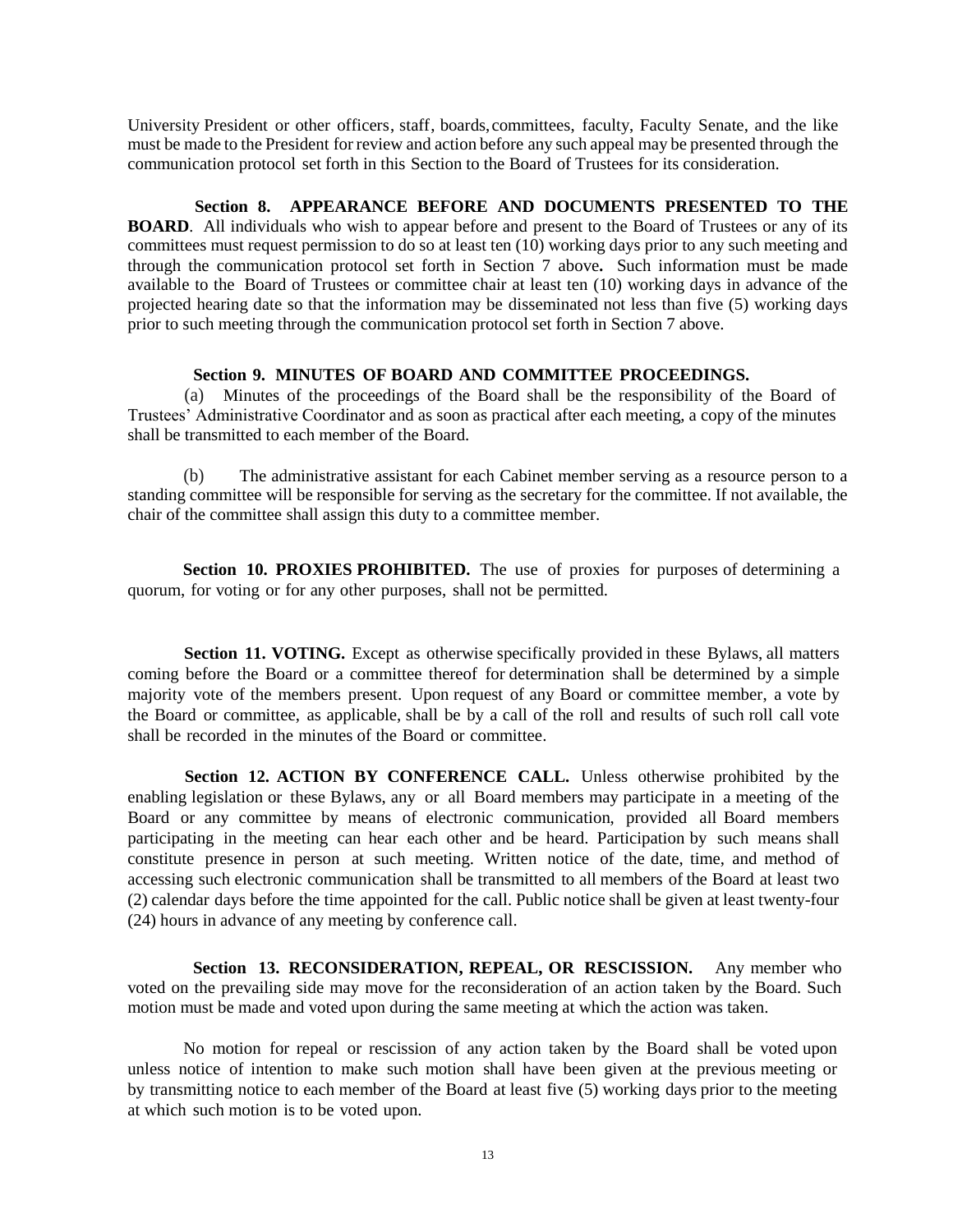University President or other officers, staff, boards, committees, faculty, Faculty Senate, and the like must be made to the President for review and action before any such appeal may be presented through the communication protocol set forth in this Section to the Board of Trustees for its consideration.

**Section 8. APPEARANCE BEFORE AND DOCUMENTS PRESENTED TO THE BOARD**. All individuals who wish to appear before and present to the Board of Trustees or any of its committees must request permission to do so at least ten (10) working days prior to any such meeting and through the communication protocol set forth in Section 7 above**.** Such information must be made available to the Board of Trustees or committee chair at least ten (10) working days in advance of the projected hearing date so that the information may be disseminated not less than five (5) working days prior to such meeting through the communication protocol set forth in Section 7 above.

**Section 9. MINUTES OF BOARD AND COMMITTEE PROCEEDINGS.**

(a) Minutes of the proceedings of the Board shall be the responsibility of the Board of Trustees' Administrative Coordinator and as soon as practical after each meeting, a copy of the minutes shall be transmitted to each member of the Board.

(b) The administrative assistant for each Cabinet member serving as a resource person to a standing committee will be responsible for serving as the secretary for the committee. If not available, the chair of the committee shall assign this duty to a committee member.

**Section 10. PROXIES PROHIBITED.** The use of proxies for purposes of determining a quorum, for voting or for any other purposes, shall not be permitted.

**Section 11. VOTING.** Except as otherwise specifically provided in these Bylaws, all matters coming before the Board or a committee thereof for determination shall be determined by a simple majority vote of the members present. Upon request of any Board or committee member, a vote by the Board or committee, as applicable, shall be by a call of the roll and results of such roll call vote shall be recorded in the minutes of the Board or committee.

**Section 12. ACTION BY CONFERENCE CALL.** Unless otherwise prohibited by the enabling legislation or these Bylaws, any or all Board members may participate in a meeting of the Board or any committee by means of electronic communication, provided all Board members participating in the meeting can hear each other and be heard. Participation by such means shall constitute presence in person at such meeting. Written notice of the date, time, and method of accessing such electronic communication shall be transmitted to all members of the Board at least two (2) calendar days before the time appointed for the call. Public notice shall be given at least twenty-four (24) hours in advance of any meeting by conference call.

**Section 13. RECONSIDERATION, REPEAL, OR RESCISSION.** Any member who voted on the prevailing side may move for the reconsideration of an action taken by the Board. Such motion must be made and voted upon during the same meeting at which the action was taken.

No motion for repeal or rescission of any action taken by the Board shall be voted upon unless notice of intention to make such motion shall have been given at the previous meeting or by transmitting notice to each member of the Board at least five (5) working days prior to the meeting at which such motion is to be voted upon.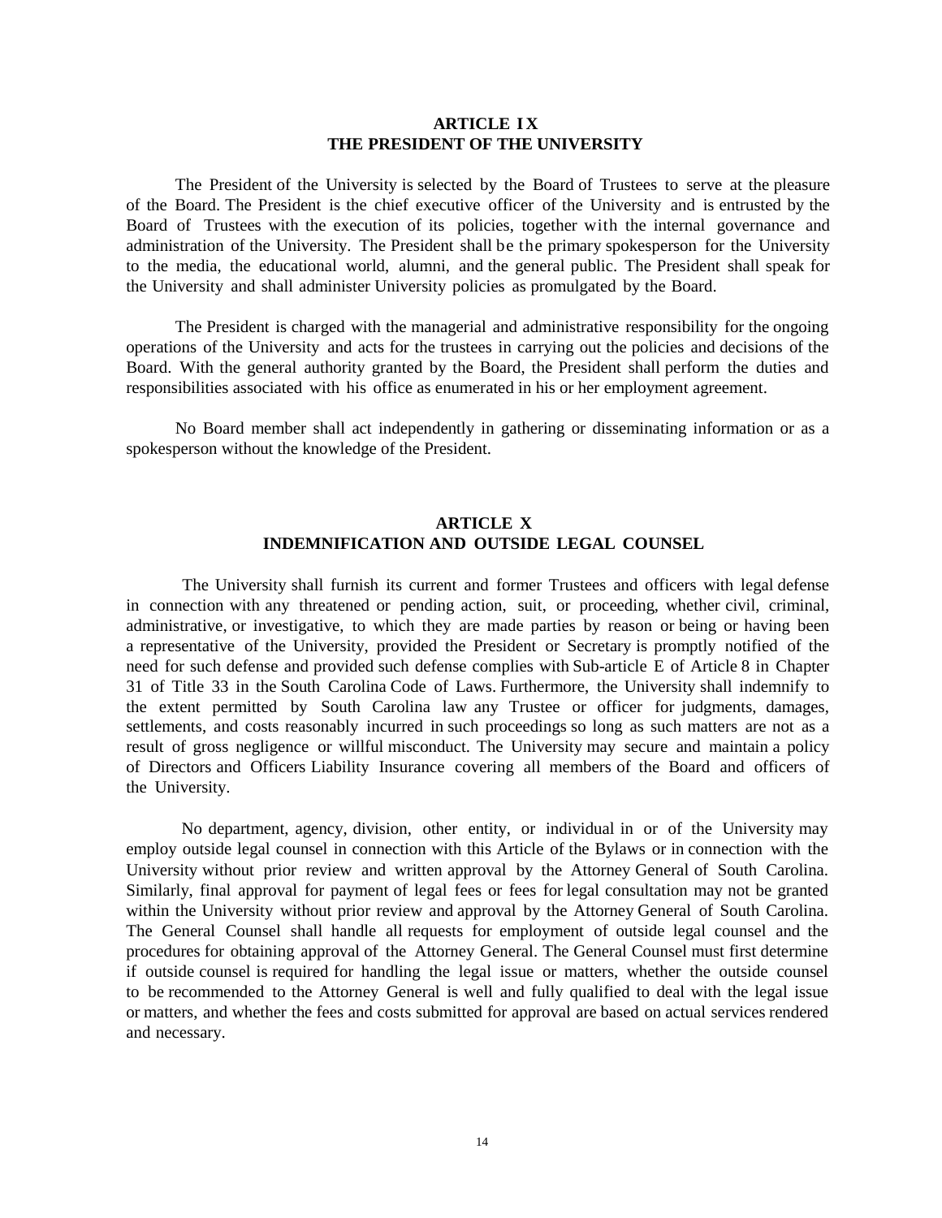## ARTICLE IX
## THE PRESIDENT OF THE UNIVERSITY

The President of the University is selected by the Board of Trustees to serve at the pleasure of the Board. The President is the chief executive officer of the University and is entrusted by the Board of Trustees with the execution of its policies, together with the internal governance and administration of the University. The President shall be the primary spokesperson for the University to the media, the educational world, alumni, and the general public. The President shall speak for the University and shall administer University policies as promulgated by the Board.

The President is charged with the managerial and administrative responsibility for the ongoing operations of the University and acts for the trustees in carrying out the policies and decisions of the Board. With the general authority granted by the Board, the President shall perform the duties and responsibilities associated with his office as enumerated in his or her employment agreement.

No Board member shall act independently in gathering or disseminating information or as a spokesperson without the knowledge of the President.

## ARTICLE X
## INDEMNIFICATION AND OUTSIDE LEGAL COUNSEL

The University shall furnish its current and former Trustees and officers with legal defense in connection with any threatened or pending action, suit, or proceeding, whether civil, criminal, administrative, or investigative, to which they are made parties by reason or being or having been a representative of the University, provided the President or Secretary is promptly notified of the need for such defense and provided such defense complies with Sub-article E of Article 8 in Chapter 31 of Title 33 in the South Carolina Code of Laws. Furthermore, the University shall indemnify to the extent permitted by South Carolina law any Trustee or officer for judgments, damages, settlements, and costs reasonably incurred in such proceedings so long as such matters are not as a result of gross negligence or willful misconduct. The University may secure and maintain a policy of Directors and Officers Liability Insurance covering all members of the Board and officers of the University.

No department, agency, division, other entity, or individual in or of the University may employ outside legal counsel in connection with this Article of the Bylaws or in connection with the University without prior review and written approval by the Attorney General of South Carolina. Similarly, final approval for payment of legal fees or fees for legal consultation may not be granted within the University without prior review and approval by the Attorney General of South Carolina. The General Counsel shall handle all requests for employment of outside legal counsel and the procedures for obtaining approval of the Attorney General. The General Counsel must first determine if outside counsel is required for handling the legal issue or matters, whether the outside counsel to be recommended to the Attorney General is well and fully qualified to deal with the legal issue or matters, and whether the fees and costs submitted for approval are based on actual services rendered and necessary.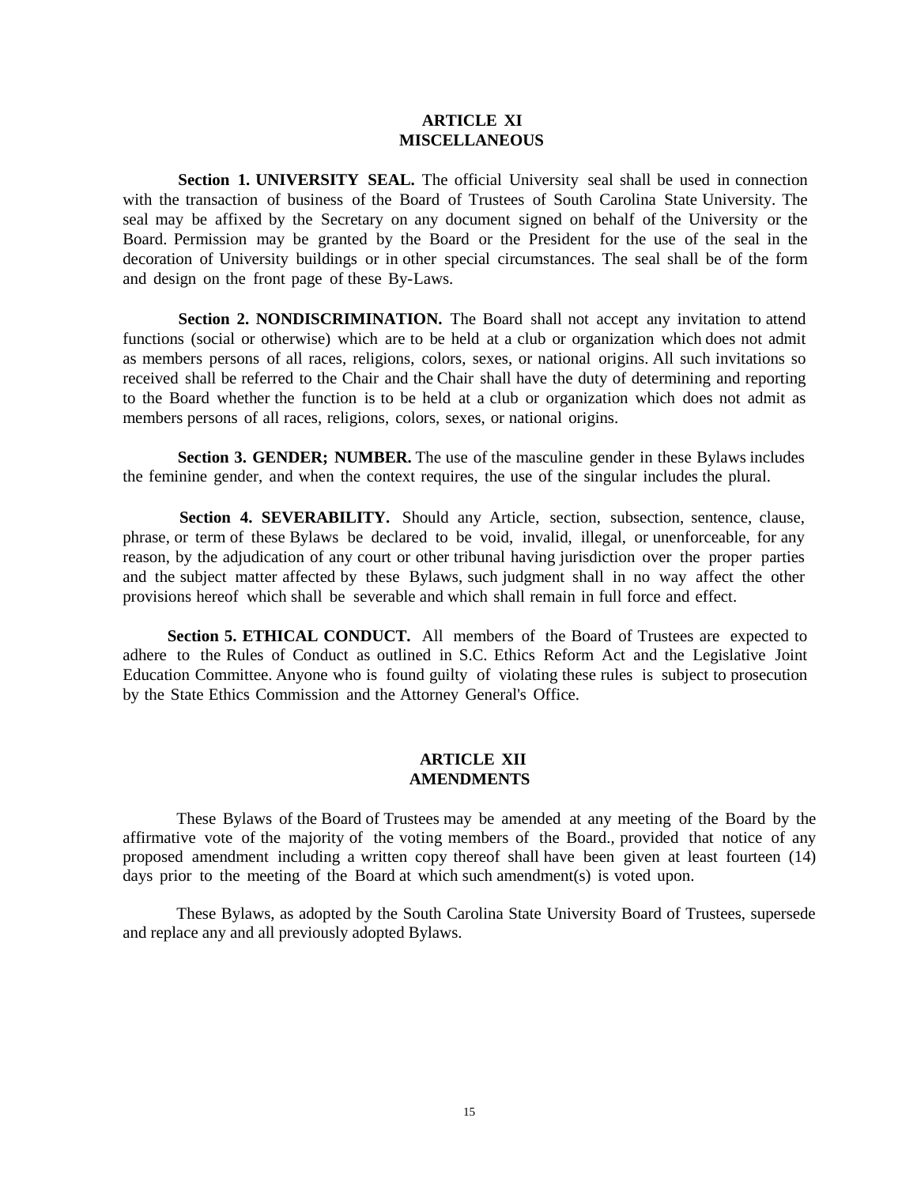## ARTICLE XI
## MISCELLANEOUS

**Section 1. UNIVERSITY SEAL.** The official University seal shall be used in connection with the transaction of business of the Board of Trustees of South Carolina State University. The seal may be affixed by the Secretary on any document signed on behalf of the University or the Board. Permission may be granted by the Board or the President for the use of the seal in the decoration of University buildings or in other special circumstances. The seal shall be of the form and design on the front page of these By-Laws.

**Section 2. NONDISCRIMINATION.** The Board shall not accept any invitation to attend functions (social or otherwise) which are to be held at a club or organization which does not admit as members persons of all races, religions, colors, sexes, or national origins. All such invitations so received shall be referred to the Chair and the Chair shall have the duty of determining and reporting to the Board whether the function is to be held at a club or organization which does not admit as members persons of all races, religions, colors, sexes, or national origins.

**Section 3. GENDER; NUMBER.** The use of the masculine gender in these Bylaws includes the feminine gender, and when the context requires, the use of the singular includes the plural.

**Section 4. SEVERABILITY.** Should any Article, section, subsection, sentence, clause, phrase, or term of these Bylaws be declared to be void, invalid, illegal, or unenforceable, for any reason, by the adjudication of any court or other tribunal having jurisdiction over the proper parties and the subject matter affected by these Bylaws, such judgment shall in no way affect the other provisions hereof which shall be severable and which shall remain in full force and effect.

**Section 5. ETHICAL CONDUCT.** All members of the Board of Trustees are expected to adhere to the Rules of Conduct as outlined in S.C. Ethics Reform Act and the Legislative Joint Education Committee. Anyone who is found guilty of violating these rules is subject to prosecution by the State Ethics Commission and the Attorney General's Office.

## ARTICLE XII
## AMENDMENTS

These Bylaws of the Board of Trustees may be amended at any meeting of the Board by the affirmative vote of the majority of the voting members of the Board., provided that notice of any proposed amendment including a written copy thereof shall have been given at least fourteen (14) days prior to the meeting of the Board at which such amendment(s) is voted upon.

These Bylaws, as adopted by the South Carolina State University Board of Trustees, supersede and replace any and all previously adopted Bylaws.